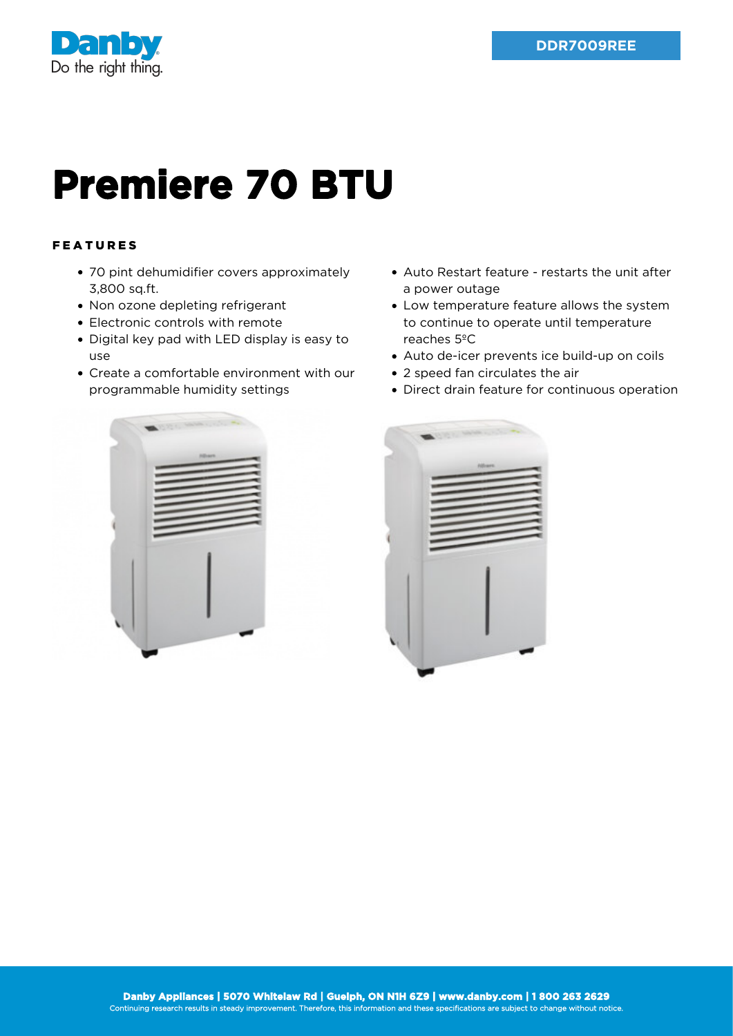Danby
Do the right thing.

DDR7009REE

# Premiere 70 BTU

## FEATURES

- 70 pint dehumidifier covers approximately 3,800 sq.ft.
- Non ozone depleting refrigerant
- Electronic controls with remote
- Digital key pad with LED display is easy to use
- Create a comfortable environment with our programmable humidity settings
- Auto Restart feature - restarts the unit after a power outage
- Low temperature feature allows the system to continue to operate until temperature reaches 5ºC
- Auto de-icer prevents ice build-up on coils
- 2 speed fan circulates the air
- Direct drain feature for continuous operation

**Danby Appliances | 5070 Whitelaw Rd | Guelph, ON N1H 6Z9 | www.danby.com | 1 800 263 2629**
Continuing research results in steady improvement. Therefore, this information and these specifications are subject to change without notice.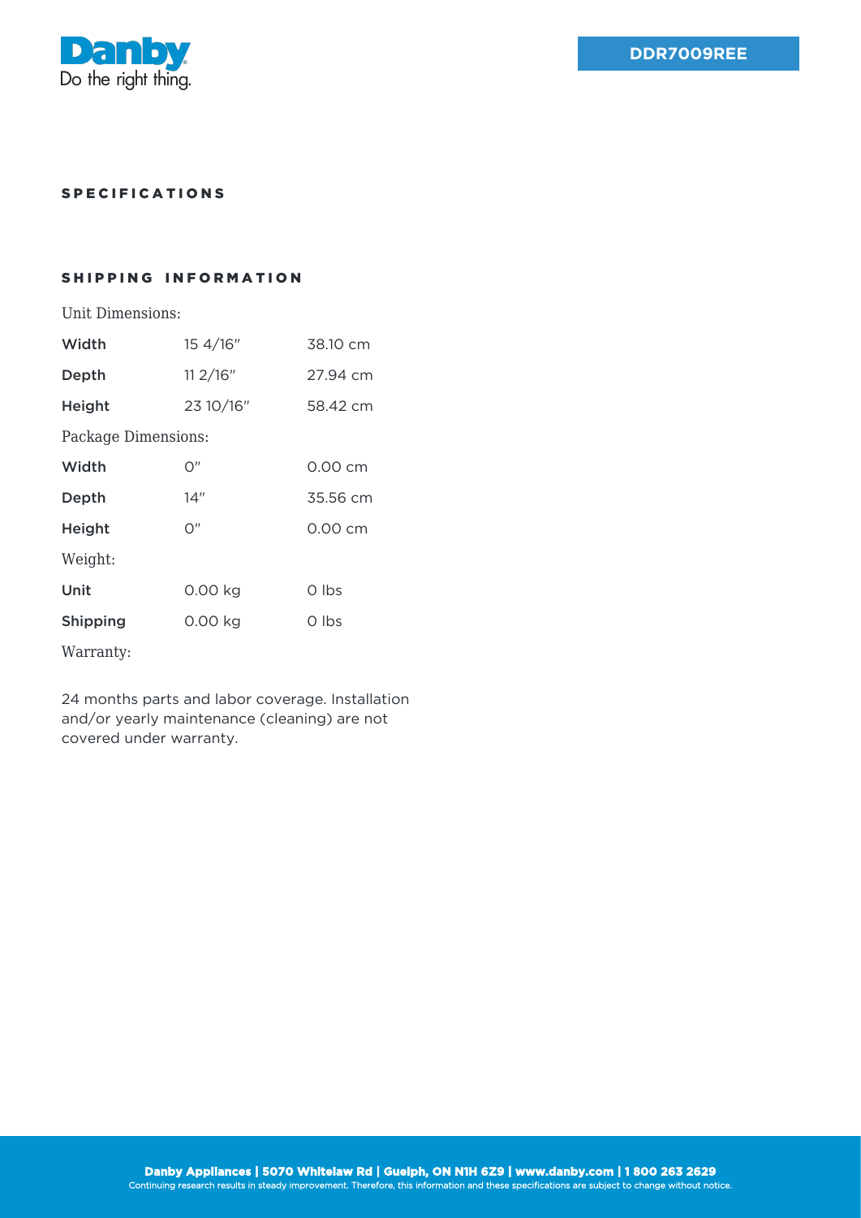## SPECIFICATIONS

### SHIPPING INFORMATION

| | | |
|---|---|---|
| Unit Dimensions: | | |
| **Width** | 15 4/16″ | 38.10 cm |
| **Depth** | 11 2/16″ | 27.94 cm |
| **Height** | 23 10/16″ | 58.42 cm |
| Package Dimensions: | | |
| **Width** | 0″ | 0.00 cm |
| **Depth** | 14″ | 35.56 cm |
| **Height** | 0″ | 0.00 cm |
| Weight: | | |
| **Unit** | 0.00 kg | 0 lbs |
| **Shipping** | 0.00 kg | 0 lbs |

Warranty:

24 months parts and labor coverage. Installation and/or yearly maintenance (cleaning) are not covered under warranty.

**Danby Appliances | 5070 Whitelaw Rd | Guelph, ON N1H 6Z9 | www.danby.com | 1 800 263 2629**
Continuing research results in steady improvement. Therefore, this information and these specifications are subject to change without notice.